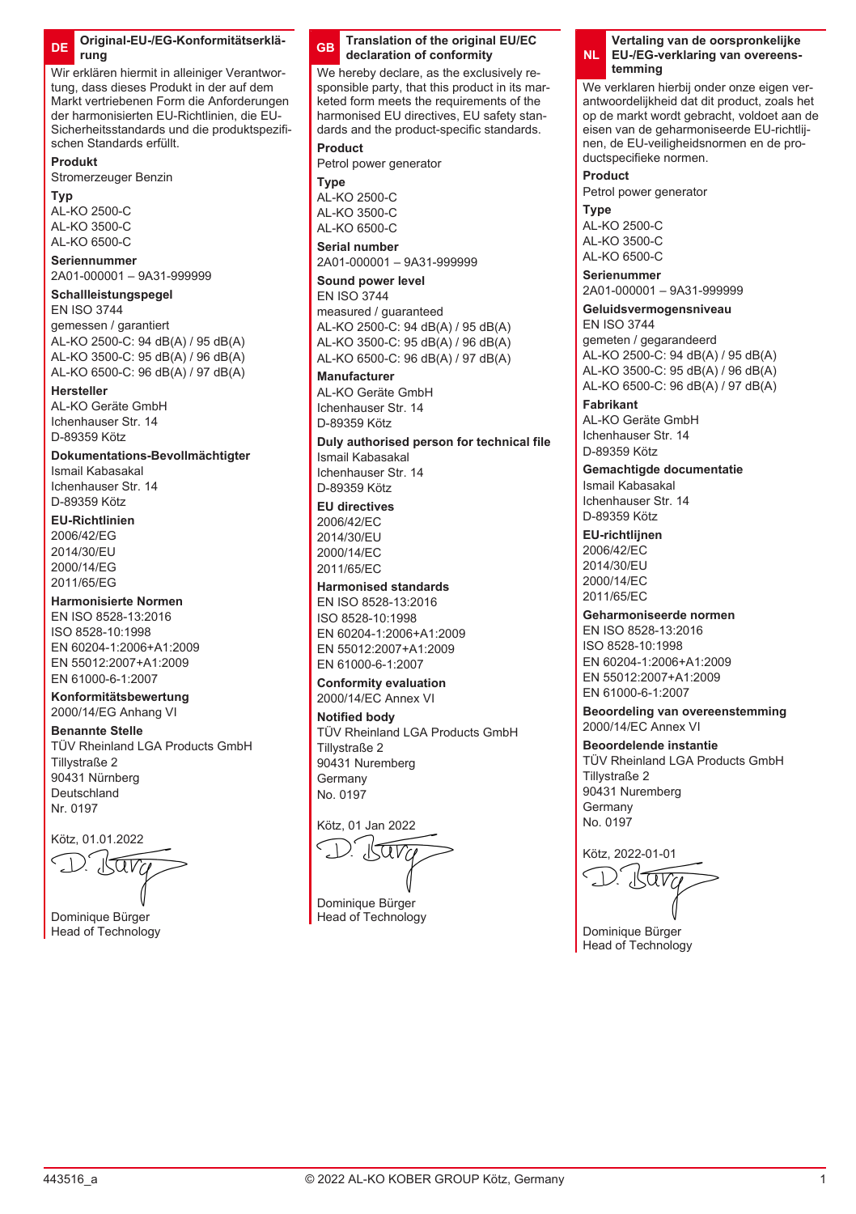## DE Original-EU-/EG-Konformitätserklärung

Wir erklären hiermit in alleiniger Verantwortung, dass dieses Produkt in der auf dem Markt vertriebenen Form die Anforderungen der harmonisierten EU-Richtlinien, die EU-Sicherheitsstandards und die produktspezifischen Standards erfüllt.

**Produkt**
Stromerzeuger Benzin

**Typ**
AL-KO 2500-C
AL-KO 3500-C
AL-KO 6500-C

**Seriennummer**
2A01-000001 – 9A31-999999

**Schallleistungspegel**
EN ISO 3744
gemessen / garantiert
AL-KO 2500-C: 94 dB(A) / 95 dB(A)
AL-KO 3500-C: 95 dB(A) / 96 dB(A)
AL-KO 6500-C: 96 dB(A) / 97 dB(A)

**Hersteller**
AL-KO Geräte GmbH
Ichenhauser Str. 14
D-89359 Kötz

**Dokumentations-Bevollmächtigter**
Ismail Kabasakal
Ichenhauser Str. 14
D-89359 Kötz

**EU-Richtlinien**
2006/42/EG
2014/30/EU
2000/14/EG
2011/65/EG

**Harmonisierte Normen**
EN ISO 8528-13:2016
ISO 8528-10:1998
EN 60204-1:2006+A1:2009
EN 55012:2007+A1:2009
EN 61000-6-1:2007

**Konformitätsbewertung**
2000/14/EG Anhang VI

**Benannte Stelle**
TÜV Rheinland LGA Products GmbH
Tillystraße 2
90431 Nürnberg
Deutschland
Nr. 0197

Kötz, 01.01.2022

Dominique Bürger
Head of Technology

## GB Translation of the original EU/EC declaration of conformity

We hereby declare, as the exclusively responsible party, that this product in its marketed form meets the requirements of the harmonised EU directives, EU safety standards and the product-specific standards.

**Product**
Petrol power generator

**Type**
AL-KO 2500-C
AL-KO 3500-C
AL-KO 6500-C

**Serial number**
2A01-000001 – 9A31-999999

**Sound power level**
EN ISO 3744
measured / guaranteed
AL-KO 2500-C: 94 dB(A) / 95 dB(A)
AL-KO 3500-C: 95 dB(A) / 96 dB(A)
AL-KO 6500-C: 96 dB(A) / 97 dB(A)

**Manufacturer**
AL-KO Geräte GmbH
Ichenhauser Str. 14
D-89359 Kötz

**Duly authorised person for technical file**
Ismail Kabasakal
Ichenhauser Str. 14
D-89359 Kötz

**EU directives**
2006/42/EC
2014/30/EU
2000/14/EC
2011/65/EC

**Harmonised standards**
EN ISO 8528-13:2016
ISO 8528-10:1998
EN 60204-1:2006+A1:2009
EN 55012:2007+A1:2009
EN 61000-6-1:2007

**Conformity evaluation**
2000/14/EC Annex VI

**Notified body**
TÜV Rheinland LGA Products GmbH
Tillystraße 2
90431 Nuremberg
Germany
No. 0197

Kötz, 01 Jan 2022

Dominique Bürger
Head of Technology

## NL Vertaling van de oorspronkelijke EU-/EG-verklaring van overeenstemming

We verklaren hierbij onder onze eigen verantwoordelijkheid dat dit product, zoals het op de markt wordt gebracht, voldoet aan de eisen van de geharmoniseerde EU-richtlijnen, de EU-veiligheidsnormen en de productspecifieke normen.

**Product**
Petrol power generator

**Type**
AL-KO 2500-C
AL-KO 3500-C
AL-KO 6500-C

**Serienummer**
2A01-000001 – 9A31-999999

**Geluidsvermogensniveau**
EN ISO 3744
gemeten / gegarandeerd
AL-KO 2500-C: 94 dB(A) / 95 dB(A)
AL-KO 3500-C: 95 dB(A) / 96 dB(A)
AL-KO 6500-C: 96 dB(A) / 97 dB(A)

**Fabrikant**
AL-KO Geräte GmbH
Ichenhauser Str. 14
D-89359 Kötz

**Gemachtigde documentatie**
Ismail Kabasakal
Ichenhauser Str. 14
D-89359 Kötz

**EU-richtlijnen**
2006/42/EC
2014/30/EU
2000/14/EC
2011/65/EC

**Geharmoniseerde normen**
EN ISO 8528-13:2016
ISO 8528-10:1998
EN 60204-1:2006+A1:2009
EN 55012:2007+A1:2009
EN 61000-6-1:2007

**Beoordeling van overeenstemming**
2000/14/EC Annex VI

**Beoordelende instantie**
TÜV Rheinland LGA Products GmbH
Tillystraße 2
90431 Nuremberg
Germany
No. 0197

Kötz, 2022-01-01

Dominique Bürger
Head of Technology

443516_a © 2022 AL-KO KOBER GROUP Kötz, Germany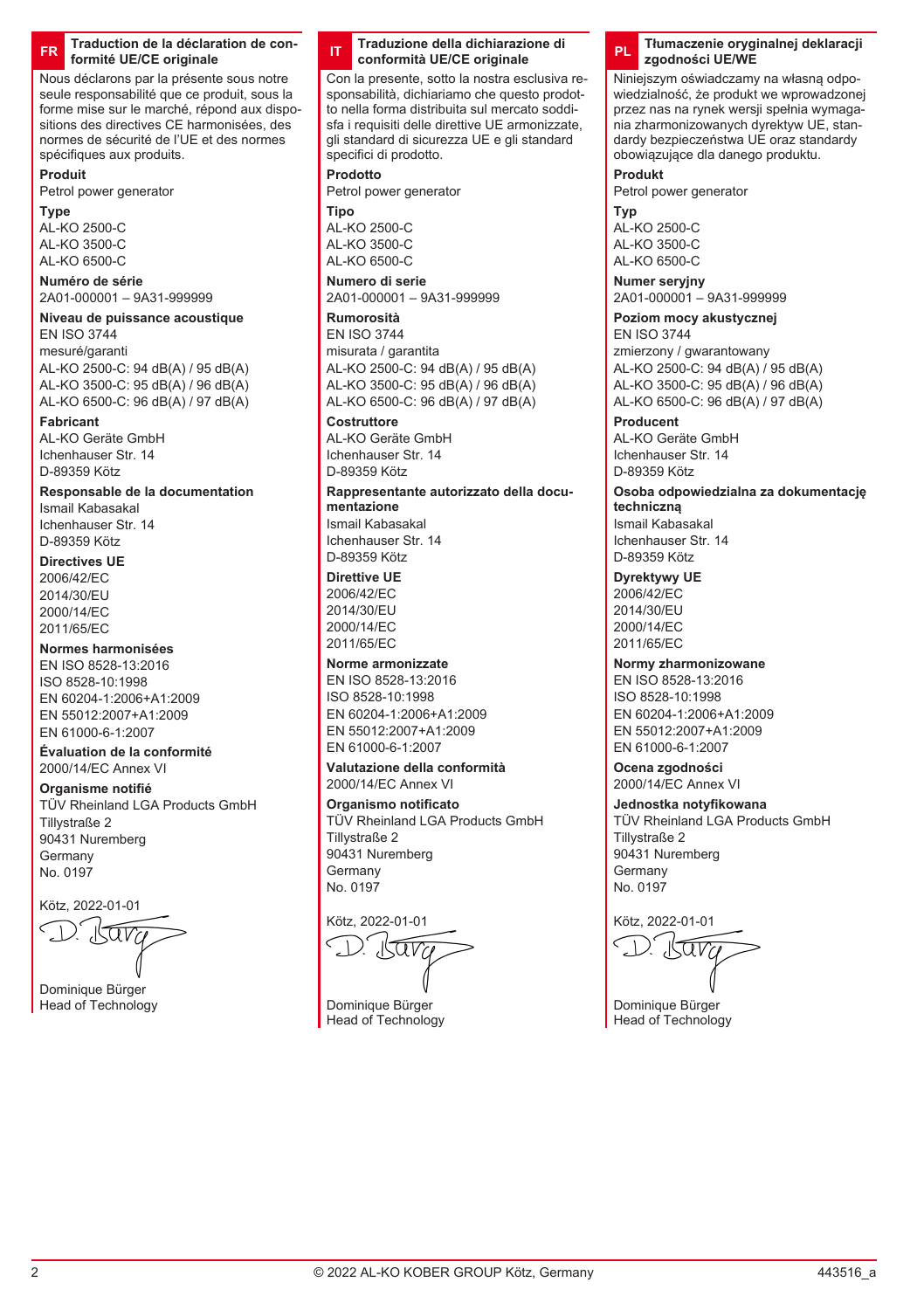## FR Traduction de la déclaration de conformité UE/CE originale

Nous déclarons par la présente sous notre seule responsabilité que ce produit, sous la forme mise sur le marché, répond aux dispositions des directives CE harmonisées, des normes de sécurité de l'UE et des normes spécifiques aux produits.

**Produit**
Petrol power generator

**Type**
AL-KO 2500-C
AL-KO 3500-C
AL-KO 6500-C

**Numéro de série**
2A01-000001 – 9A31-999999

**Niveau de puissance acoustique**
EN ISO 3744
mesuré/garanti
AL-KO 2500-C: 94 dB(A) / 95 dB(A)
AL-KO 3500-C: 95 dB(A) / 96 dB(A)
AL-KO 6500-C: 96 dB(A) / 97 dB(A)

**Fabricant**
AL-KO Geräte GmbH
Ichenhauser Str. 14
D-89359 Kötz

**Responsable de la documentation**
Ismail Kabasakal
Ichenhauser Str. 14
D-89359 Kötz

**Directives UE**
2006/42/EC
2014/30/EU
2000/14/EC
2011/65/EC

**Normes harmonisées**
EN ISO 8528-13:2016
ISO 8528-10:1998
EN 60204-1:2006+A1:2009
EN 55012:2007+A1:2009
EN 61000-6-1:2007

**Évaluation de la conformité**
2000/14/EC Annex VI

**Organisme notifié**
TÜV Rheinland LGA Products GmbH
Tillystraße 2
90431 Nuremberg
Germany
No. 0197

Kötz, 2022-01-01

Dominique Bürger
Head of Technology

## IT Traduzione della dichiarazione di conformità UE/CE originale

Con la presente, sotto la nostra esclusiva responsabilità, dichiariamo che questo prodotto nella forma distribuita sul mercato soddisfa i requisiti delle direttive UE armonizzate, gli standard di sicurezza UE e gli standard specifici di prodotto.

**Prodotto**
Petrol power generator

**Tipo**
AL-KO 2500-C
AL-KO 3500-C
AL-KO 6500-C

**Numero di serie**
2A01-000001 – 9A31-999999

**Rumorosità**
EN ISO 3744
misurata / garantita
AL-KO 2500-C: 94 dB(A) / 95 dB(A)
AL-KO 3500-C: 95 dB(A) / 96 dB(A)
AL-KO 6500-C: 96 dB(A) / 97 dB(A)

**Costruttore**
AL-KO Geräte GmbH
Ichenhauser Str. 14
D-89359 Kötz

**Rappresentante autorizzato della documentazione**
Ismail Kabasakal
Ichenhauser Str. 14
D-89359 Kötz

**Direttive UE**
2006/42/EC
2014/30/EU
2000/14/EC
2011/65/EC

**Norme armonizzate**
EN ISO 8528-13:2016
ISO 8528-10:1998
EN 60204-1:2006+A1:2009
EN 55012:2007+A1:2009
EN 61000-6-1:2007

**Valutazione della conformità**
2000/14/EC Annex VI

**Organismo notificato**
TÜV Rheinland LGA Products GmbH
Tillystraße 2
90431 Nuremberg
Germany
No. 0197

Kötz, 2022-01-01

Dominique Bürger
Head of Technology

## PL Tłumaczenie oryginalnej deklaracji zgodności UE/WE

Niniejszym oświadczamy na własną odpowiedzialność, że produkt we wprowadzonej przez nas na rynek wersji spełnia wymagania zharmonizowanych dyrektyw UE, standardy bezpieczeństwa UE oraz standardy obowiązujące dla danego produktu.

**Produkt**
Petrol power generator

**Typ**
AL-KO 2500-C
AL-KO 3500-C
AL-KO 6500-C

**Numer seryjny**
2A01-000001 – 9A31-999999

**Poziom mocy akustycznej**
EN ISO 3744
zmierzony / gwarantowany
AL-KO 2500-C: 94 dB(A) / 95 dB(A)
AL-KO 3500-C: 95 dB(A) / 96 dB(A)
AL-KO 6500-C: 96 dB(A) / 97 dB(A)

**Producent**
AL-KO Geräte GmbH
Ichenhauser Str. 14
D-89359 Kötz

**Osoba odpowiedzialna za dokumentację techniczną**
Ismail Kabasakal
Ichenhauser Str. 14
D-89359 Kötz

**Dyrektywy UE**
2006/42/EC
2014/30/EU
2000/14/EC
2011/65/EC

**Normy zharmonizowane**
EN ISO 8528-13:2016
ISO 8528-10:1998
EN 60204-1:2006+A1:2009
EN 55012:2007+A1:2009
EN 61000-6-1:2007

**Ocena zgodności**
2000/14/EC Annex VI

**Jednostka notyfikowana**
TÜV Rheinland LGA Products GmbH
Tillystraße 2
90431 Nuremberg
Germany
No. 0197

Kötz, 2022-01-01

Dominique Bürger
Head of Technology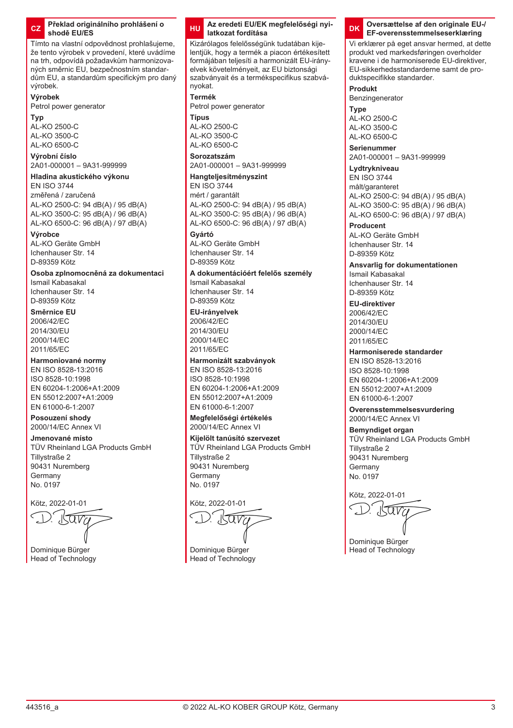## CZ Překlad originálního prohlášení o shodě EU/ES

Tímto na vlastní odpovědnost prohlašujeme, že tento výrobek v provedení, které uvádíme na trh, odpovídá požadavkům harmonizovaných směrnic EU, bezpečnostním standardům EU, a standardům specifickým pro daný výrobek.

**Výrobek**
Petrol power generator

**Typ**
AL-KO 2500-C
AL-KO 3500-C
AL-KO 6500-C

**Výrobní číslo**
2A01-000001 – 9A31-999999

**Hladina akustického výkonu**
EN ISO 3744
změřená / zaručená
AL-KO 2500-C: 94 dB(A) / 95 dB(A)
AL-KO 3500-C: 95 dB(A) / 96 dB(A)
AL-KO 6500-C: 96 dB(A) / 97 dB(A)

**Výrobce**
AL-KO Geräte GmbH
Ichenhauser Str. 14
D-89359 Kötz

**Osoba zplnomocněná za dokumentaci**
Ismail Kabasakal
Ichenhauser Str. 14
D-89359 Kötz

**Směrnice EU**
2006/42/EC
2014/30/EU
2000/14/EC
2011/65/EC

**Harmoniované normy**
EN ISO 8528-13:2016
ISO 8528-10:1998
EN 60204-1:2006+A1:2009
EN 55012:2007+A1:2009
EN 61000-6-1:2007

**Posouzení shody**
2000/14/EC Annex VI

**Jmenované místo**
TÜV Rheinland LGA Products GmbH
Tillystraße 2
90431 Nuremberg
Germany
No. 0197

Kötz, 2022-01-01

Dominique Bürger
Head of Technology

## HU Az eredeti EU/EK megfelelőségi nyilatkozat fordítása

Kizárólagos felelősségünk tudatában kijelentjük, hogy a termék a piacon értékesített formájában teljesíti a harmonizált EU-irányelvek követelményeit, az EU biztonsági szabványait és a termékspecifikus szabványokat.

**Termék**
Petrol power generator

**Típus**
AL-KO 2500-C
AL-KO 3500-C
AL-KO 6500-C

**Sorozatszám**
2A01-000001 – 9A31-999999

**Hangteljesítményszint**
EN ISO 3744
mért / garantált
AL-KO 2500-C: 94 dB(A) / 95 dB(A)
AL-KO 3500-C: 95 dB(A) / 96 dB(A)
AL-KO 6500-C: 96 dB(A) / 97 dB(A)

**Gyártó**
AL-KO Geräte GmbH
Ichenhauser Str. 14
D-89359 Kötz

**A dokumentációért felelős személy**
Ismail Kabasakal
Ichenhauser Str. 14
D-89359 Kötz

**EU-irányelvek**
2006/42/EC
2014/30/EU
2000/14/EC
2011/65/EC

**Harmonizált szabványok**
EN ISO 8528-13:2016
ISO 8528-10:1998
EN 60204-1:2006+A1:2009
EN 55012:2007+A1:2009
EN 61000-6-1:2007

**Megfelelőségi értékelés**
2000/14/EC Annex VI

**Kijelölt tanúsító szervezet**
TÜV Rheinland LGA Products GmbH
Tillystraße 2
90431 Nuremberg
Germany
No. 0197

Kötz, 2022-01-01

Dominique Bürger
Head of Technology

## DK Oversættelse af den originale EU-/EF-overensstemmelseserklæring

Vi erklærer på eget ansvar hermed, at dette produkt ved markedsføringen overholder kravene i de harmoniserede EU-direktiver, EU-sikkerhedsstandarderne samt de produktspecifikke standarder.

**Produkt**
Benzingenerator

**Type**
AL-KO 2500-C
AL-KO 3500-C
AL-KO 6500-C

**Serienummer**
2A01-000001 – 9A31-999999

**Lydtrykniveau**
EN ISO 3744
målt/garanteret
AL-KO 2500-C: 94 dB(A) / 95 dB(A)
AL-KO 3500-C: 95 dB(A) / 96 dB(A)
AL-KO 6500-C: 96 dB(A) / 97 dB(A)

**Producent**
AL-KO Geräte GmbH
Ichenhauser Str. 14
D-89359 Kötz

**Ansvarlig for dokumentationen**
Ismail Kabasakal
Ichenhauser Str. 14
D-89359 Kötz

**EU-direktiver**
2006/42/EC
2014/30/EU
2000/14/EC
2011/65/EC

**Harmoniserede standarder**
EN ISO 8528-13:2016
ISO 8528-10:1998
EN 60204-1:2006+A1:2009
EN 55012:2007+A1:2009
EN 61000-6-1:2007

**Overensstemmelsesvurdering**
2000/14/EC Annex VI

**Bemyndiget organ**
TÜV Rheinland LGA Products GmbH
Tillystraße 2
90431 Nuremberg
Germany
No. 0197

Kötz, 2022-01-01

Dominique Bürger
Head of Technology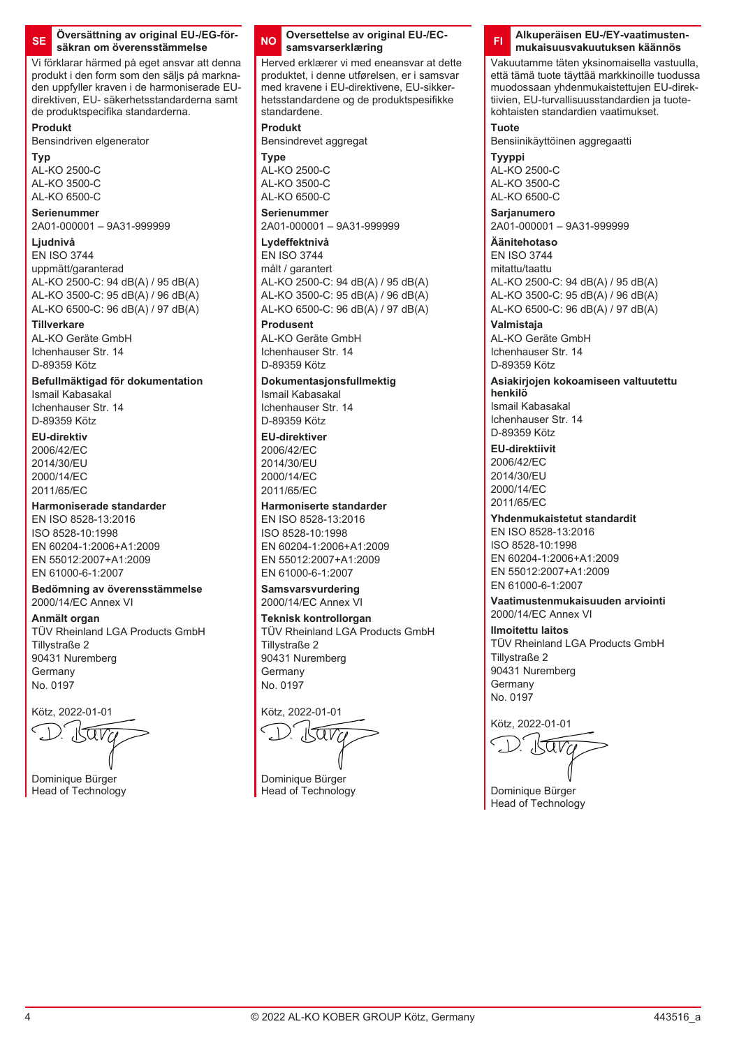## SE Översättning av original EU-/EG-försäkran om överensstämmelse

Vi förklarar härmed på eget ansvar att denna produkt i den form som den säljs på marknaden uppfyller kraven i de harmoniserade EU-direktiven, EU- säkerhetsstandarderna samt de produktspecifika standarderna.

**Produkt**
Bensindriven elgenerator

**Typ**
AL-KO 2500-C
AL-KO 3500-C
AL-KO 6500-C

**Serienummer**
2A01-000001 – 9A31-999999

**Ljudnivå**
EN ISO 3744
uppmätt/garanterad
AL-KO 2500-C: 94 dB(A) / 95 dB(A)
AL-KO 3500-C: 95 dB(A) / 96 dB(A)
AL-KO 6500-C: 96 dB(A) / 97 dB(A)

**Tillverkare**
AL-KO Geräte GmbH
Ichenhauser Str. 14
D-89359 Kötz

**Befullmäktigad för dokumentation**
Ismail Kabasakal
Ichenhauser Str. 14
D-89359 Kötz

**EU-direktiv**
2006/42/EC
2014/30/EU
2000/14/EC
2011/65/EC

**Harmoniserade standarder**
EN ISO 8528-13:2016
ISO 8528-10:1998
EN 60204-1:2006+A1:2009
EN 55012:2007+A1:2009
EN 61000-6-1:2007

**Bedömning av överensstämmelse**
2000/14/EC Annex VI

**Anmält organ**
TÜV Rheinland LGA Products GmbH
Tillystraße 2
90431 Nuremberg
Germany
No. 0197

Kötz, 2022-01-01

Dominique Bürger
Head of Technology

## NO Oversettelse av original EU-/EC-samsvarserklæring

Herved erklærer vi med eneansvar at dette produktet, i denne utførelsen, er i samsvar med kravene i EU-direktivene, EU-sikkerhetsstandardene og de produktspesifikke standardene.

**Produkt**
Bensindrevet aggregat

**Type**
AL-KO 2500-C
AL-KO 3500-C
AL-KO 6500-C

**Serienummer**
2A01-000001 – 9A31-999999

**Lydeffektnivå**
EN ISO 3744
målt / garantert
AL-KO 2500-C: 94 dB(A) / 95 dB(A)
AL-KO 3500-C: 95 dB(A) / 96 dB(A)
AL-KO 6500-C: 96 dB(A) / 97 dB(A)

**Produsent**
AL-KO Geräte GmbH
Ichenhauser Str. 14
D-89359 Kötz

**Dokumentasjonsfullmektig**
Ismail Kabasakal
Ichenhauser Str. 14
D-89359 Kötz

**EU-direktiver**
2006/42/EC
2014/30/EU
2000/14/EC
2011/65/EC

**Harmoniserte standarder**
EN ISO 8528-13:2016
ISO 8528-10:1998
EN 60204-1:2006+A1:2009
EN 55012:2007+A1:2009
EN 61000-6-1:2007

**Samsvarsvurdering**
2000/14/EC Annex VI

**Teknisk kontrollorgan**
TÜV Rheinland LGA Products GmbH
Tillystraße 2
90431 Nuremberg
Germany
No. 0197

Kötz, 2022-01-01

Dominique Bürger
Head of Technology

## FI Alkuperäisen EU-/EY-vaatimustenmukaisuusvakuutuksen käännös

Vakuutamme täten yksinomaisella vastuulla, että tämä tuote täyttää markkinoille tuodussa muodossaan yhdenmukaistettujen EU-direktiivien, EU-turvallisuusstandardien ja tuotekohtaisten standardien vaatimukset.

**Tuote**
Bensiinikäyttöinen aggregaatti

**Tyyppi**
AL-KO 2500-C
AL-KO 3500-C
AL-KO 6500-C

**Sarjanumero**
2A01-000001 – 9A31-999999

**Äänitehotaso**
EN ISO 3744
mitattu/taattu
AL-KO 2500-C: 94 dB(A) / 95 dB(A)
AL-KO 3500-C: 95 dB(A) / 96 dB(A)
AL-KO 6500-C: 96 dB(A) / 97 dB(A)

**Valmistaja**
AL-KO Geräte GmbH
Ichenhauser Str. 14
D-89359 Kötz

**Asiakirjojen kokoamiseen valtuutettu henkilö**
Ismail Kabasakal
Ichenhauser Str. 14
D-89359 Kötz

**EU-direktiivit**
2006/42/EC
2014/30/EU
2000/14/EC
2011/65/EC

**Yhdenmukaistetut standardit**
EN ISO 8528-13:2016
ISO 8528-10:1998
EN 60204-1:2006+A1:2009
EN 55012:2007+A1:2009
EN 61000-6-1:2007

**Vaatimustenmukaisuuden arviointi**
2000/14/EC Annex VI

**Ilmoitettu laitos**
TÜV Rheinland LGA Products GmbH
Tillystraße 2
90431 Nuremberg
Germany
No. 0197

Kötz, 2022-01-01

Dominique Bürger
Head of Technology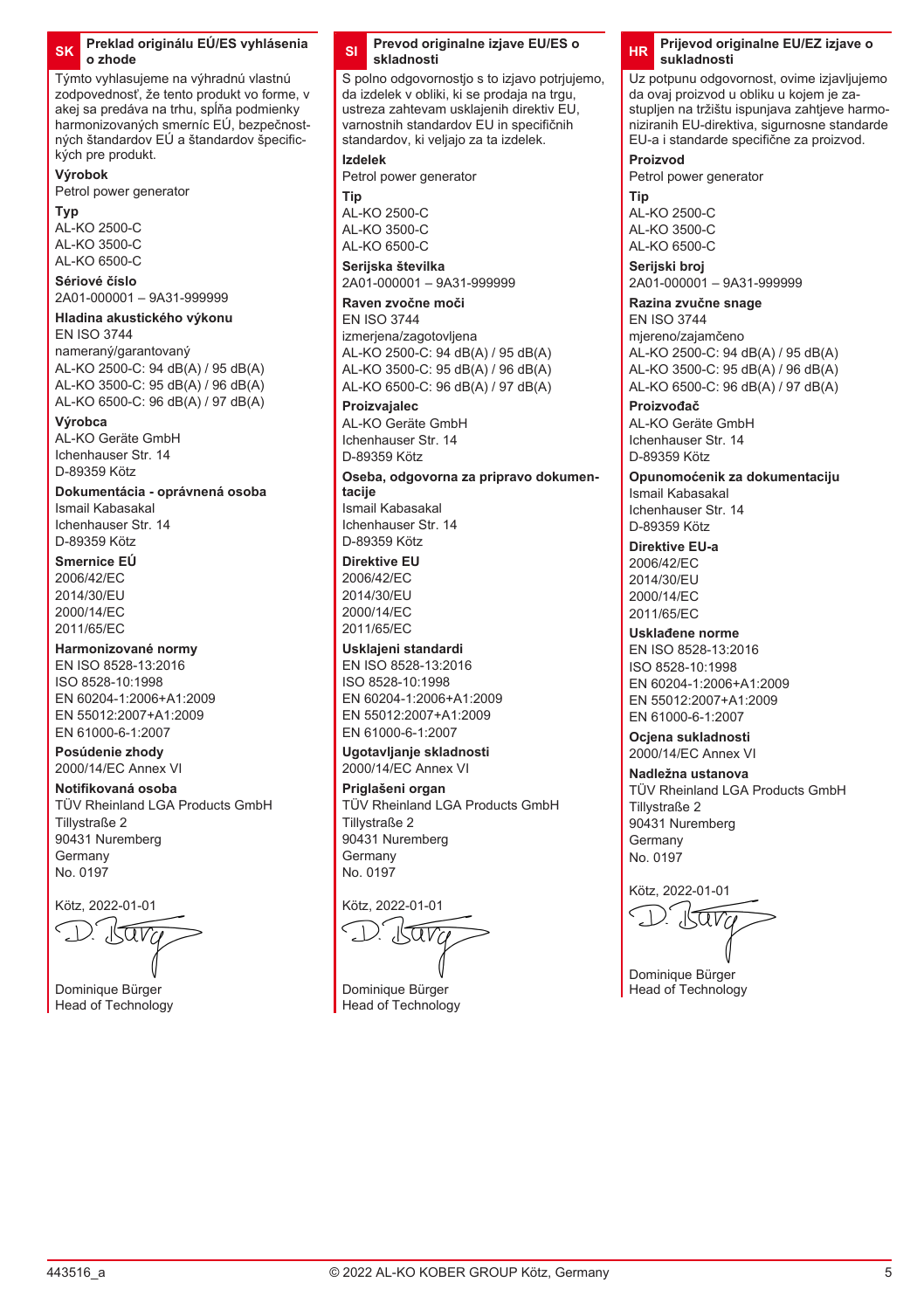## SK Preklad originálu EÚ/ES vyhlásenia o zhode

Týmto vyhlasujeme na výhradnú vlastnú zodpovednosť, že tento produkt vo forme, v akej sa predáva na trhu, spĺňa podmienky harmonizovaných smerníc EÚ, bezpečnostných štandardov EÚ a štandardov špecifických pre produkt.

**Výrobok**
Petrol power generator

**Typ**
AL-KO 2500-C
AL-KO 3500-C
AL-KO 6500-C

**Sériové číslo**
2A01-000001 – 9A31-999999

**Hladina akustického výkonu**
EN ISO 3744
nameraný/garantovaný
AL-KO 2500-C: 94 dB(A) / 95 dB(A)
AL-KO 3500-C: 95 dB(A) / 96 dB(A)
AL-KO 6500-C: 96 dB(A) / 97 dB(A)

**Výrobca**
AL-KO Geräte GmbH
Ichenhauser Str. 14
D-89359 Kötz

**Dokumentácia - oprávnená osoba**
Ismail Kabasakal
Ichenhauser Str. 14
D-89359 Kötz

**Smernice EÚ**
2006/42/EC
2014/30/EU
2000/14/EC
2011/65/EC

**Harmonizované normy**
EN ISO 8528-13:2016
ISO 8528-10:1998
EN 60204-1:2006+A1:2009
EN 55012:2007+A1:2009
EN 61000-6-1:2007

**Posúdenie zhody**
2000/14/EC Annex VI

**Notifikovaná osoba**
TÜV Rheinland LGA Products GmbH
Tillystraße 2
90431 Nuremberg
Germany
No. 0197

Kötz, 2022-01-01

Dominique Bürger
Head of Technology

## SI Prevod originalne izjave EU/ES o skladnosti

S polno odgovornostjo s to izjavo potrjujemo, da izdelek v obliki, ki se prodaja na trgu, ustreza zahtevam usklajenih direktiv EU, varnostnih standardov EU in specifičnih standardov, ki veljajo za ta izdelek.

**Izdelek**
Petrol power generator

**Tip**
AL-KO 2500-C
AL-KO 3500-C
AL-KO 6500-C

**Serijska številka**
2A01-000001 – 9A31-999999

**Raven zvočne moči**
EN ISO 3744
izmerjena/zagotovljena
AL-KO 2500-C: 94 dB(A) / 95 dB(A)
AL-KO 3500-C: 95 dB(A) / 96 dB(A)
AL-KO 6500-C: 96 dB(A) / 97 dB(A)

**Proizvajalec**
AL-KO Geräte GmbH
Ichenhauser Str. 14
D-89359 Kötz

**Oseba, odgovorna za pripravo dokumentacije**
Ismail Kabasakal
Ichenhauser Str. 14
D-89359 Kötz

**Direktive EU**
2006/42/EC
2014/30/EU
2000/14/EC
2011/65/EC

**Usklajeni standardi**
EN ISO 8528-13:2016
ISO 8528-10:1998
EN 60204-1:2006+A1:2009
EN 55012:2007+A1:2009
EN 61000-6-1:2007

**Ugotavljanje skladnosti**
2000/14/EC Annex VI

**Priglašeni organ**
TÜV Rheinland LGA Products GmbH
Tillystraße 2
90431 Nuremberg
Germany
No. 0197

Kötz, 2022-01-01

Dominique Bürger
Head of Technology

## HR Prijevod originalne EU/EZ izjave o sukladnosti

Uz potpunu odgovornost, ovime izjavljujemo da ovaj proizvod u obliku u kojem je zastupljen na tržištu ispunjava zahtjeve harmoniziranih EU-direktiva, sigurnosne standarde EU-a i standarde specifične za proizvod.

**Proizvod**
Petrol power generator

**Tip**
AL-KO 2500-C
AL-KO 3500-C
AL-KO 6500-C

**Serijski broj**
2A01-000001 – 9A31-999999

**Razina zvučne snage**
EN ISO 3744
mjereno/zajamčeno
AL-KO 2500-C: 94 dB(A) / 95 dB(A)
AL-KO 3500-C: 95 dB(A) / 96 dB(A)
AL-KO 6500-C: 96 dB(A) / 97 dB(A)

**Proizvođač**
AL-KO Geräte GmbH
Ichenhauser Str. 14
D-89359 Kötz

**Opunomoćenik za dokumentaciju**
Ismail Kabasakal
Ichenhauser Str. 14
D-89359 Kötz

**Direktive EU-a**
2006/42/EC
2014/30/EU
2000/14/EC
2011/65/EC

**Usklađene norme**
EN ISO 8528-13:2016
ISO 8528-10:1998
EN 60204-1:2006+A1:2009
EN 55012:2007+A1:2009
EN 61000-6-1:2007

**Ocjena sukladnosti**
2000/14/EC Annex VI

**Nadležna ustanova**
TÜV Rheinland LGA Products GmbH
Tillystraße 2
90431 Nuremberg
Germany
No. 0197

Kötz, 2022-01-01

Dominique Bürger
Head of Technology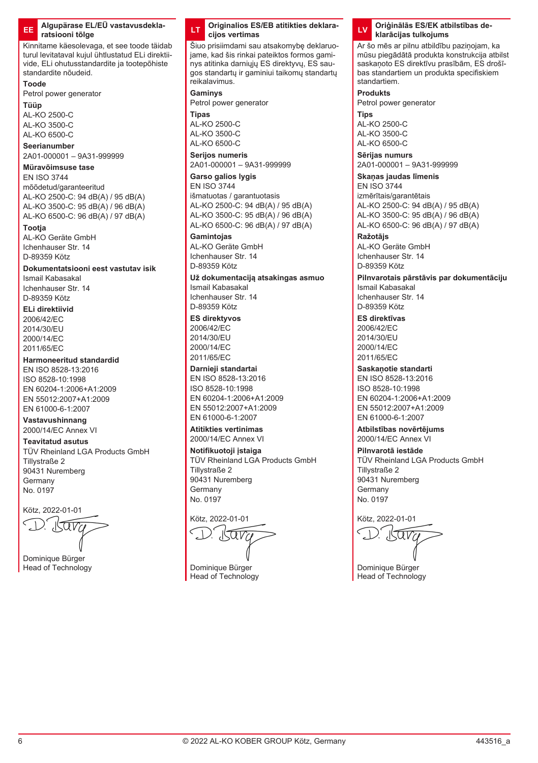## EE Algupärase EL/EÜ vastavusdeklaratsiooni tõlge

Kinnitame käesolevaga, et see toode täidab turul levitataval kujul ühtlustatud ELi direktiivide, ELi ohutusstandardite ja tootepõhiste standardite nõudeid.

**Toode**
Petrol power generator

**Tüüp**
AL-KO 2500-C
AL-KO 3500-C
AL-KO 6500-C

**Seerianumber**
2A01-000001 – 9A31-999999

**Müravõimsuse tase**
EN ISO 3744
mõõdetud/garanteeritud
AL-KO 2500-C: 94 dB(A) / 95 dB(A)
AL-KO 3500-C: 95 dB(A) / 96 dB(A)
AL-KO 6500-C: 96 dB(A) / 97 dB(A)

**Tootja**
AL-KO Geräte GmbH
Ichenhauser Str. 14
D-89359 Kötz

**Dokumentatsiooni eest vastutav isik**
Ismail Kabasakal
Ichenhauser Str. 14
D-89359 Kötz

**ELi direktiivid**
2006/42/EC
2014/30/EU
2000/14/EC
2011/65/EC

**Harmoneeritud standardid**
EN ISO 8528-13:2016
ISO 8528-10:1998
EN 60204-1:2006+A1:2009
EN 55012:2007+A1:2009
EN 61000-6-1:2007

**Vastavushinnang**
2000/14/EC Annex VI

**Teavitatud asutus**
TÜV Rheinland LGA Products GmbH
Tillystraße 2
90431 Nuremberg
Germany
No. 0197

Kötz, 2022-01-01

Dominique Bürger
Head of Technology

## LT Originalios ES/EB atitikties deklaracijos vertimas

Šiuo prisiimdami sau atsakomybę deklaruojame, kad šis rinkai pateiktos formos gaminys atitinka darniųjų ES direktyvų, ES saugos standartų ir gaminiui taikomų standartų reikalavimus.

**Gaminys**
Petrol power generator

**Tipas**
AL-KO 2500-C
AL-KO 3500-C
AL-KO 6500-C

**Serijos numeris**
2A01-000001 – 9A31-999999

**Garso galios lygis**
EN ISO 3744
išmatuotas / garantuotasis
AL-KO 2500-C: 94 dB(A) / 95 dB(A)
AL-KO 3500-C: 95 dB(A) / 96 dB(A)
AL-KO 6500-C: 96 dB(A) / 97 dB(A)

**Gamintojas**
AL-KO Geräte GmbH
Ichenhauser Str. 14
D-89359 Kötz

**Už dokumentaciją atsakingas asmuo**
Ismail Kabasakal
Ichenhauser Str. 14
D-89359 Kötz

**ES direktyvos**
2006/42/EC
2014/30/EU
2000/14/EC
2011/65/EC

**Darnieji standartai**
EN ISO 8528-13:2016
ISO 8528-10:1998
EN 60204-1:2006+A1:2009
EN 55012:2007+A1:2009
EN 61000-6-1:2007

**Atitikties vertinimas**
2000/14/EC Annex VI

**Notifikuotoji įstaiga**
TÜV Rheinland LGA Products GmbH
Tillystraße 2
90431 Nuremberg
Germany
No. 0197

Kötz, 2022-01-01

Dominique Bürger
Head of Technology

## LV Oriģinālās ES/EK atbilstības deklarācijas tulkojums

Ar šo mēs ar pilnu atbildību paziņojam, ka mūsu piegādātā produkta konstrukcija atbilst saskaņoto ES direktīvu prasībām, ES drošības standartiem un produkta specifiskiem standartiem.

**Produkts**
Petrol power generator

**Tips**
AL-KO 2500-C
AL-KO 3500-C
AL-KO 6500-C

**Sērijas numurs**
2A01-000001 – 9A31-999999

**Skaņas jaudas līmenis**
EN ISO 3744
izmērītais/garantētais
AL-KO 2500-C: 94 dB(A) / 95 dB(A)
AL-KO 3500-C: 95 dB(A) / 96 dB(A)
AL-KO 6500-C: 96 dB(A) / 97 dB(A)

**Ražotājs**
AL-KO Geräte GmbH
Ichenhauser Str. 14
D-89359 Kötz

**Pilnvarotais pārstāvis par dokumentāciju**
Ismail Kabasakal
Ichenhauser Str. 14
D-89359 Kötz

**ES direktīvas**
2006/42/EC
2014/30/EU
2000/14/EC
2011/65/EC

**Saskaņotie standarti**
EN ISO 8528-13:2016
ISO 8528-10:1998
EN 60204-1:2006+A1:2009
EN 55012:2007+A1:2009
EN 61000-6-1:2007

**Atbilstības novērtējums**
2000/14/EC Annex VI

**Pilnvarotā iestāde**
TÜV Rheinland LGA Products GmbH
Tillystraße 2
90431 Nuremberg
Germany
No. 0197

Kötz, 2022-01-01

Dominique Bürger
Head of Technology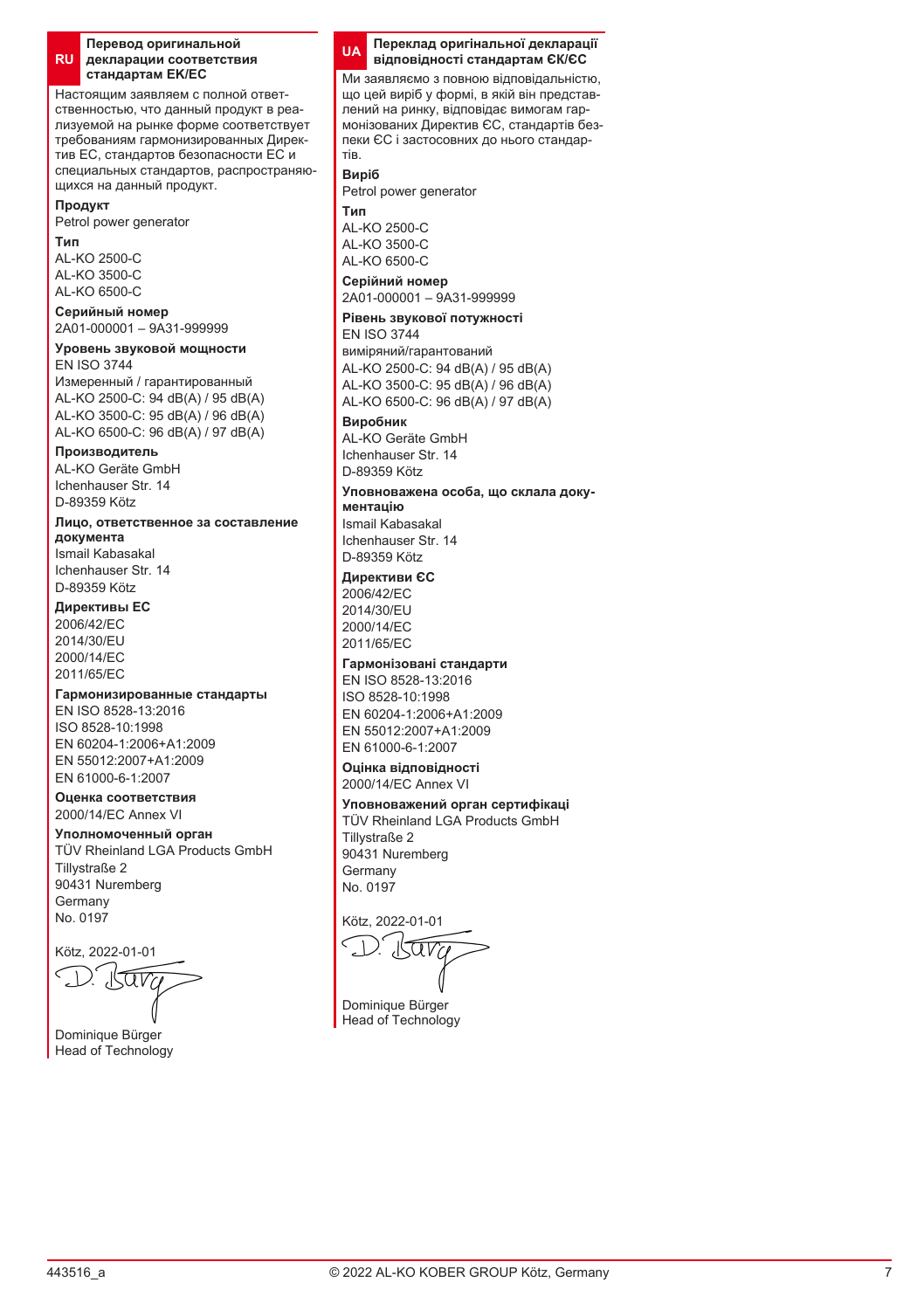## RU Перевод оригинальной декларации соответствия стандартам ЕК/ЕС

Настоящим заявляем с полной ответственностью, что данный продукт в реализуемой на рынке форме соответствует требованиям гармонизированных Директив ЕС, стандартов безопасности ЕС и специальных стандартов, распространяющихся на данный продукт.

**Продукт**
Petrol power generator

**Тип**
AL-KO 2500-C
AL-KO 3500-C
AL-KO 6500-C

**Серийный номер**
2A01-000001 – 9A31-999999

**Уровень звуковой мощности**
EN ISO 3744
Измеренный / гарантированный
AL-KO 2500-C: 94 dB(A) / 95 dB(A)
AL-KO 3500-C: 95 dB(A) / 96 dB(A)
AL-KO 6500-C: 96 dB(A) / 97 dB(A)

**Производитель**
AL-KO Geräte GmbH
Ichenhauser Str. 14
D-89359 Kötz

**Лицо, ответственное за составление документа**
Ismail Kabasakal
Ichenhauser Str. 14
D-89359 Kötz

**Директивы ЕС**
2006/42/EC
2014/30/EU
2000/14/EC
2011/65/EC

**Гармонизированные стандарты**
EN ISO 8528-13:2016
ISO 8528-10:1998
EN 60204-1:2006+A1:2009
EN 55012:2007+A1:2009
EN 61000-6-1:2007

**Оценка соответствия**
2000/14/EC Annex VI

**Уполномоченный орган**
TÜV Rheinland LGA Products GmbH
Tillystraße 2
90431 Nuremberg
Germany
No. 0197

Kötz, 2022-01-01

Dominique Bürger
Head of Technology

## UA Переклад оригінальної декларації відповідності стандартам ЄК/ЄС

Ми заявляємо з повною відповідальністю, що цей виріб у формі, в якій він представлений на ринку, відповідає вимогам гармонізованих Директив ЄС, стандартів безпеки ЄС і застосовних до нього стандартів.

**Виріб**
Petrol power generator

**Тип**
AL-KO 2500-C
AL-KO 3500-C
AL-KO 6500-C

**Серійний номер**
2A01-000001 – 9A31-999999

**Рівень звукової потужності**
EN ISO 3744
виміряний/гарантований
AL-KO 2500-C: 94 dB(A) / 95 dB(A)
AL-KO 3500-C: 95 dB(A) / 96 dB(A)
AL-KO 6500-C: 96 dB(A) / 97 dB(A)

**Виробник**
AL-KO Geräte GmbH
Ichenhauser Str. 14
D-89359 Kötz

**Уповноважена особа, що склала документацію**
Ismail Kabasakal
Ichenhauser Str. 14
D-89359 Kötz

**Директиви ЄС**
2006/42/EC
2014/30/EU
2000/14/EC
2011/65/EC

**Гармонізовані стандарти**
EN ISO 8528-13:2016
ISO 8528-10:1998
EN 60204-1:2006+A1:2009
EN 55012:2007+A1:2009
EN 61000-6-1:2007

**Оцінка відповідності**
2000/14/EC Annex VI

**Уповноважений орган сертифікації**
TÜV Rheinland LGA Products GmbH
Tillystraße 2
90431 Nuremberg
Germany
No. 0197

Kötz, 2022-01-01

Dominique Bürger
Head of Technology